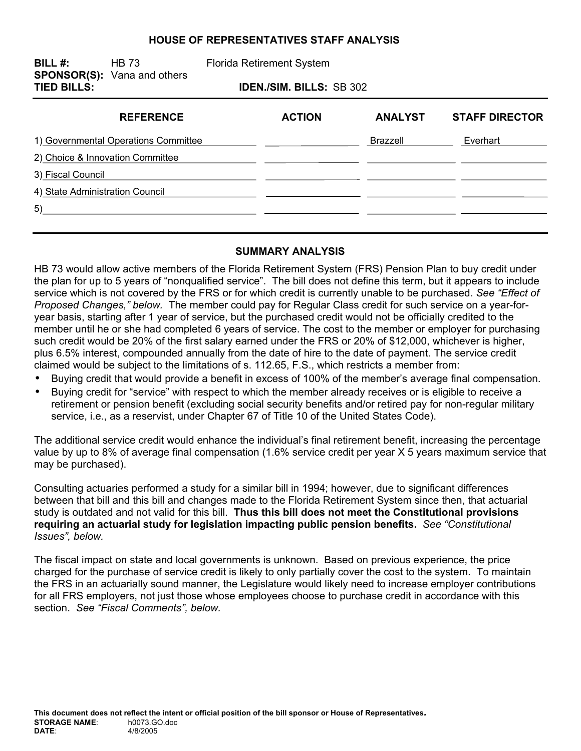# HOUSE OF REPRESENTATIVES STAFF ANALYSIS

**BILL #:** HB 73 Florida Retirement System

**SPONSOR(S):** Vana and others

**TIED BILLS:** **IDEN./SIM. BILLS:** SB 302

| REFERENCE | ACTION | ANALYST | STAFF DIRECTOR |
|---|---|---|---|
| 1) Governmental Operations Committee | | Brazzell | Everhart |
| 2) Choice & Innovation Committee | | | |
| 3) Fiscal Council | | | |
| 4) State Administration Council | | | |
| 5) | | | |

## SUMMARY ANALYSIS

HB 73 would allow active members of the Florida Retirement System (FRS) Pension Plan to buy credit under the plan for up to 5 years of "nonqualified service". The bill does not define this term, but it appears to include service which is not covered by the FRS or for which credit is currently unable to be purchased. *See "Effect of Proposed Changes," below.* The member could pay for Regular Class credit for such service on a year-for-year basis, starting after 1 year of service, but the purchased credit would not be officially credited to the member until he or she had completed 6 years of service. The cost to the member or employer for purchasing such credit would be 20% of the first salary earned under the FRS or 20% of $12,000, whichever is higher, plus 6.5% interest, compounded annually from the date of hire to the date of payment. The service credit claimed would be subject to the limitations of s. 112.65, F.S., which restricts a member from:

- Buying credit that would provide a benefit in excess of 100% of the member's average final compensation.
- Buying credit for "service" with respect to which the member already receives or is eligible to receive a retirement or pension benefit (excluding social security benefits and/or retired pay for non-regular military service, i.e., as a reservist, under Chapter 67 of Title 10 of the United States Code).

The additional service credit would enhance the individual's final retirement benefit, increasing the percentage value by up to 8% of average final compensation (1.6% service credit per year X 5 years maximum service that may be purchased).

Consulting actuaries performed a study for a similar bill in 1994; however, due to significant differences between that bill and this bill and changes made to the Florida Retirement System since then, that actuarial study is outdated and not valid for this bill. **Thus this bill does not meet the Constitutional provisions requiring an actuarial study for legislation impacting public pension benefits.** *See "Constitutional Issues", below.*

The fiscal impact on state and local governments is unknown. Based on previous experience, the price charged for the purchase of service credit is likely to only partially cover the cost to the system. To maintain the FRS in an actuarially sound manner, the Legislature would likely need to increase employer contributions for all FRS employers, not just those whose employees choose to purchase credit in accordance with this section. *See "Fiscal Comments", below.*

**This document does not reflect the intent or official position of the bill sponsor or House of Representatives.**

**STORAGE NAME:** h0073.GO.doc
**DATE:** 4/8/2005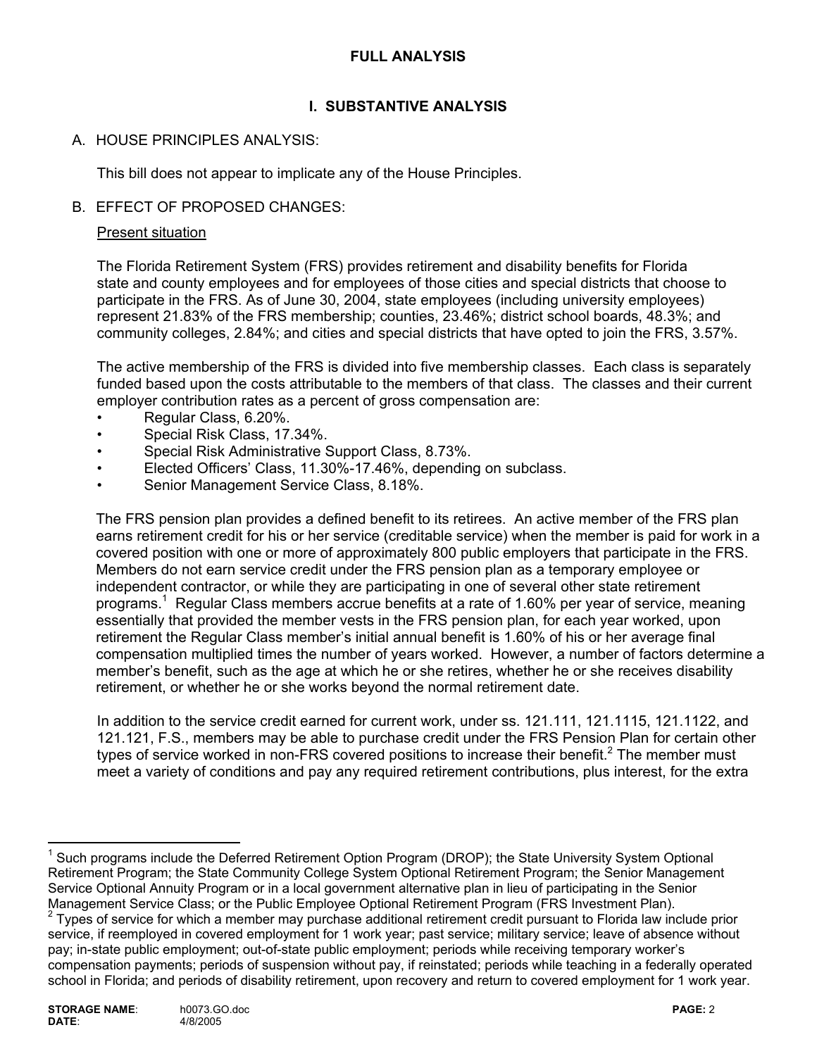## FULL ANALYSIS

### I. SUBSTANTIVE ANALYSIS

A. HOUSE PRINCIPLES ANALYSIS:

This bill does not appear to implicate any of the House Principles.

B. EFFECT OF PROPOSED CHANGES:

Present situation

The Florida Retirement System (FRS) provides retirement and disability benefits for Florida state and county employees and for employees of those cities and special districts that choose to participate in the FRS. As of June 30, 2004, state employees (including university employees) represent 21.83% of the FRS membership; counties, 23.46%; district school boards, 48.3%; and community colleges, 2.84%; and cities and special districts that have opted to join the FRS, 3.57%.

The active membership of the FRS is divided into five membership classes. Each class is separately funded based upon the costs attributable to the members of that class. The classes and their current employer contribution rates as a percent of gross compensation are:

- Regular Class, 6.20%.
- Special Risk Class, 17.34%.
- Special Risk Administrative Support Class, 8.73%.
- Elected Officers' Class, 11.30%-17.46%, depending on subclass.
- Senior Management Service Class, 8.18%.

The FRS pension plan provides a defined benefit to its retirees. An active member of the FRS plan earns retirement credit for his or her service (creditable service) when the member is paid for work in a covered position with one or more of approximately 800 public employers that participate in the FRS. Members do not earn service credit under the FRS pension plan as a temporary employee or independent contractor, or while they are participating in one of several other state retirement programs.[1] Regular Class members accrue benefits at a rate of 1.60% per year of service, meaning essentially that provided the member vests in the FRS pension plan, for each year worked, upon retirement the Regular Class member's initial annual benefit is 1.60% of his or her average final compensation multiplied times the number of years worked. However, a number of factors determine a member's benefit, such as the age at which he or she retires, whether he or she receives disability retirement, or whether he or she works beyond the normal retirement date.

In addition to the service credit earned for current work, under ss. 121.111, 121.1115, 121.1122, and 121.121, F.S., members may be able to purchase credit under the FRS Pension Plan for certain other types of service worked in non-FRS covered positions to increase their benefit.[2] The member must meet a variety of conditions and pay any required retirement contributions, plus interest, for the extra

---

[1] Such programs include the Deferred Retirement Option Program (DROP); the State University System Optional Retirement Program; the State Community College System Optional Retirement Program; the Senior Management Service Optional Annuity Program or in a local government alternative plan in lieu of participating in the Senior Management Service Class; or the Public Employee Optional Retirement Program (FRS Investment Plan).

[2] Types of service for which a member may purchase additional retirement credit pursuant to Florida law include prior service, if reemployed in covered employment for 1 work year; past service; military service; leave of absence without pay; in-state public employment; out-of-state public employment; periods while receiving temporary worker's compensation payments; periods of suspension without pay, if reinstated; periods while teaching in a federally operated school in Florida; and periods of disability retirement, upon recovery and return to covered employment for 1 work year.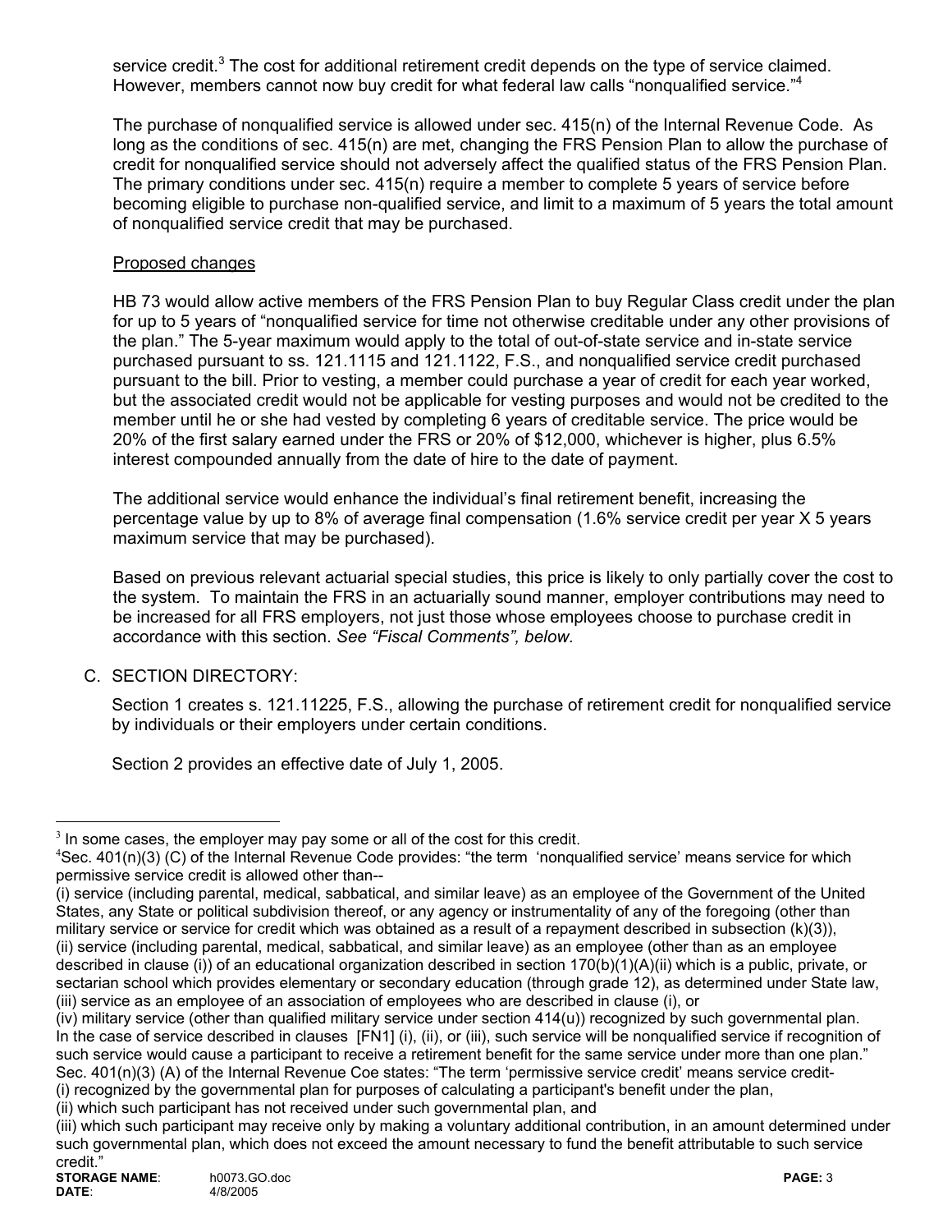service credit.[3] The cost for additional retirement credit depends on the type of service claimed. However, members cannot now buy credit for what federal law calls "nonqualified service."[4]

The purchase of nonqualified service is allowed under sec. 415(n) of the Internal Revenue Code. As long as the conditions of sec. 415(n) are met, changing the FRS Pension Plan to allow the purchase of credit for nonqualified service should not adversely affect the qualified status of the FRS Pension Plan. The primary conditions under sec. 415(n) require a member to complete 5 years of service before becoming eligible to purchase non-qualified service, and limit to a maximum of 5 years the total amount of nonqualified service credit that may be purchased.

Proposed changes

HB 73 would allow active members of the FRS Pension Plan to buy Regular Class credit under the plan for up to 5 years of "nonqualified service for time not otherwise creditable under any other provisions of the plan." The 5-year maximum would apply to the total of out-of-state service and in-state service purchased pursuant to ss. 121.1115 and 121.1122, F.S., and nonqualified service credit purchased pursuant to the bill. Prior to vesting, a member could purchase a year of credit for each year worked, but the associated credit would not be applicable for vesting purposes and would not be credited to the member until he or she had vested by completing 6 years of creditable service. The price would be 20% of the first salary earned under the FRS or 20% of $12,000, whichever is higher, plus 6.5% interest compounded annually from the date of hire to the date of payment.

The additional service would enhance the individual's final retirement benefit, increasing the percentage value by up to 8% of average final compensation (1.6% service credit per year X 5 years maximum service that may be purchased).

Based on previous relevant actuarial special studies, this price is likely to only partially cover the cost to the system. To maintain the FRS in an actuarially sound manner, employer contributions may need to be increased for all FRS employers, not just those whose employees choose to purchase credit in accordance with this section. *See "Fiscal Comments", below.*

C. SECTION DIRECTORY:

Section 1 creates s. 121.11225, F.S., allowing the purchase of retirement credit for nonqualified service by individuals or their employers under certain conditions.

Section 2 provides an effective date of July 1, 2005.

---

[3] In some cases, the employer may pay some or all of the cost for this credit.

[4] Sec. 401(n)(3) (C) of the Internal Revenue Code provides: "the term 'nonqualified service' means service for which permissive service credit is allowed other than--
(i) service (including parental, medical, sabbatical, and similar leave) as an employee of the Government of the United States, any State or political subdivision thereof, or any agency or instrumentality of any of the foregoing (other than military service or service for credit which was obtained as a result of a repayment described in subsection (k)(3)),
(ii) service (including parental, medical, sabbatical, and similar leave) as an employee (other than as an employee described in clause (i)) of an educational organization described in section 170(b)(1)(A)(ii) which is a public, private, or sectarian school which provides elementary or secondary education (through grade 12), as determined under State law,
(iii) service as an employee of an association of employees who are described in clause (i), or
(iv) military service (other than qualified military service under section 414(u)) recognized by such governmental plan.
In the case of service described in clauses [FN1] (i), (ii), or (iii), such service will be nonqualified service if recognition of such service would cause a participant to receive a retirement benefit for the same service under more than one plan."
Sec. 401(n)(3) (A) of the Internal Revenue Coe states: "The term 'permissive service credit' means service credit-
(i) recognized by the governmental plan for purposes of calculating a participant's benefit under the plan,
(ii) which such participant has not received under such governmental plan, and
(iii) which such participant may receive only by making a voluntary additional contribution, in an amount determined under such governmental plan, which does not exceed the amount necessary to fund the benefit attributable to such service credit."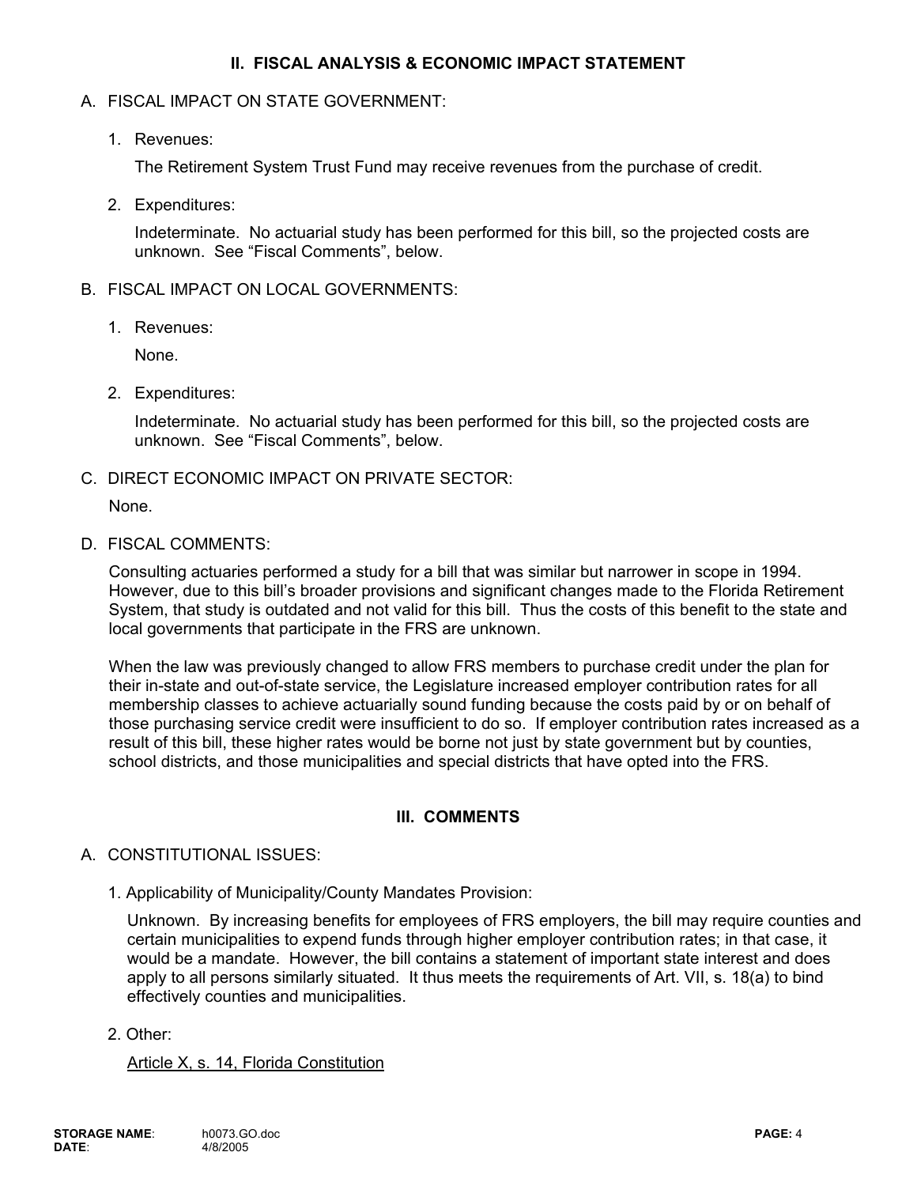## II. FISCAL ANALYSIS & ECONOMIC IMPACT STATEMENT

A. FISCAL IMPACT ON STATE GOVERNMENT:

1. Revenues:

   The Retirement System Trust Fund may receive revenues from the purchase of credit.

2. Expenditures:

   Indeterminate. No actuarial study has been performed for this bill, so the projected costs are unknown. See "Fiscal Comments", below.

B. FISCAL IMPACT ON LOCAL GOVERNMENTS:

1. Revenues:

   None.

2. Expenditures:

   Indeterminate. No actuarial study has been performed for this bill, so the projected costs are unknown. See "Fiscal Comments", below.

C. DIRECT ECONOMIC IMPACT ON PRIVATE SECTOR:

   None.

D. FISCAL COMMENTS:

   Consulting actuaries performed a study for a bill that was similar but narrower in scope in 1994. However, due to this bill's broader provisions and significant changes made to the Florida Retirement System, that study is outdated and not valid for this bill. Thus the costs of this benefit to the state and local governments that participate in the FRS are unknown.

   When the law was previously changed to allow FRS members to purchase credit under the plan for their in-state and out-of-state service, the Legislature increased employer contribution rates for all membership classes to achieve actuarially sound funding because the costs paid by or on behalf of those purchasing service credit were insufficient to do so. If employer contribution rates increased as a result of this bill, these higher rates would be borne not just by state government but by counties, school districts, and those municipalities and special districts that have opted into the FRS.

## III. COMMENTS

A. CONSTITUTIONAL ISSUES:

1. Applicability of Municipality/County Mandates Provision:

   Unknown. By increasing benefits for employees of FRS employers, the bill may require counties and certain municipalities to expend funds through higher employer contribution rates; in that case, it would be a mandate. However, the bill contains a statement of important state interest and does apply to all persons similarly situated. It thus meets the requirements of Art. VII, s. 18(a) to bind effectively counties and municipalities.

2. Other:

   Article X, s. 14, Florida Constitution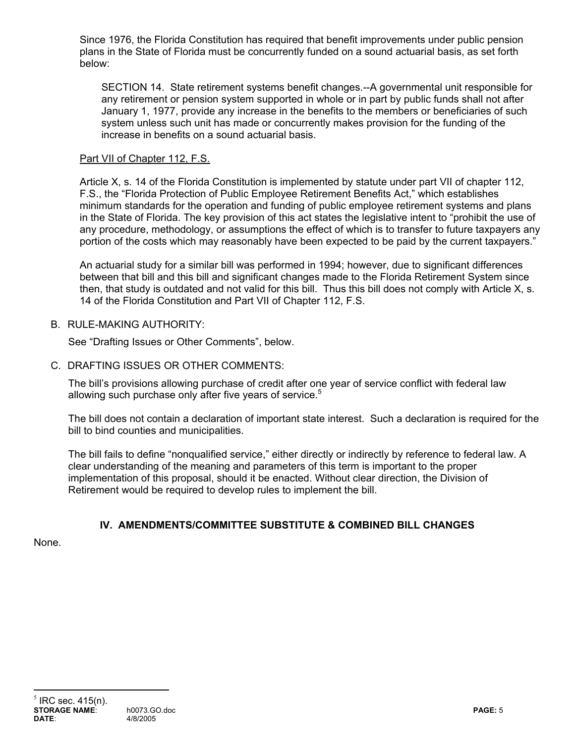Since 1976, the Florida Constitution has required that benefit improvements under public pension plans in the State of Florida must be concurrently funded on a sound actuarial basis, as set forth below:

> SECTION 14. State retirement systems benefit changes.--A governmental unit responsible for any retirement or pension system supported in whole or in part by public funds shall not after January 1, 1977, provide any increase in the benefits to the members or beneficiaries of such system unless such unit has made or concurrently makes provision for the funding of the increase in benefits on a sound actuarial basis.

Part VII of Chapter 112, F.S.

Article X, s. 14 of the Florida Constitution is implemented by statute under part VII of chapter 112, F.S., the "Florida Protection of Public Employee Retirement Benefits Act," which establishes minimum standards for the operation and funding of public employee retirement systems and plans in the State of Florida. The key provision of this act states the legislative intent to "prohibit the use of any procedure, methodology, or assumptions the effect of which is to transfer to future taxpayers any portion of the costs which may reasonably have been expected to be paid by the current taxpayers."

An actuarial study for a similar bill was performed in 1994; however, due to significant differences between that bill and this bill and significant changes made to the Florida Retirement System since then, that study is outdated and not valid for this bill. Thus this bill does not comply with Article X, s. 14 of the Florida Constitution and Part VII of Chapter 112, F.S.

B. RULE-MAKING AUTHORITY:

See "Drafting Issues or Other Comments", below.

C. DRAFTING ISSUES OR OTHER COMMENTS:

The bill's provisions allowing purchase of credit after one year of service conflict with federal law allowing such purchase only after five years of service.[5]

The bill does not contain a declaration of important state interest. Such a declaration is required for the bill to bind counties and municipalities.

The bill fails to define "nonqualified service," either directly or indirectly by reference to federal law. A clear understanding of the meaning and parameters of this term is important to the proper implementation of this proposal, should it be enacted. Without clear direction, the Division of Retirement would be required to develop rules to implement the bill.

## IV. AMENDMENTS/COMMITTEE SUBSTITUTE & COMBINED BILL CHANGES

None.

[5] IRC sec. 415(n).